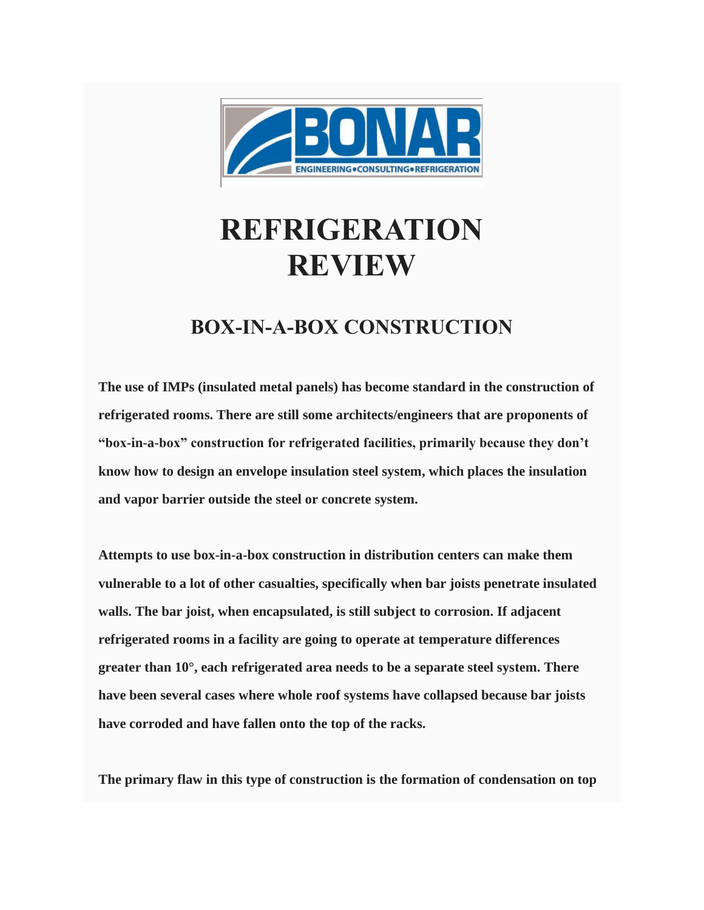# REFRIGERATION REVIEW

## BOX-IN-A-BOX CONSTRUCTION

**The use of IMPs (insulated metal panels) has become standard in the construction of refrigerated rooms. There are still some architects/engineers that are proponents of "box-in-a-box" construction for refrigerated facilities, primarily because they don't know how to design an envelope insulation steel system, which places the insulation and vapor barrier outside the steel or concrete system.**

**Attempts to use box-in-a-box construction in distribution centers can make them vulnerable to a lot of other casualties, specifically when bar joists penetrate insulated walls. The bar joist, when encapsulated, is still subject to corrosion. If adjacent refrigerated rooms in a facility are going to operate at temperature differences greater than 10°, each refrigerated area needs to be a separate steel system. There have been several cases where whole roof systems have collapsed because bar joists have corroded and have fallen onto the top of the racks.**

**The primary flaw in this type of construction is the formation of condensation on top**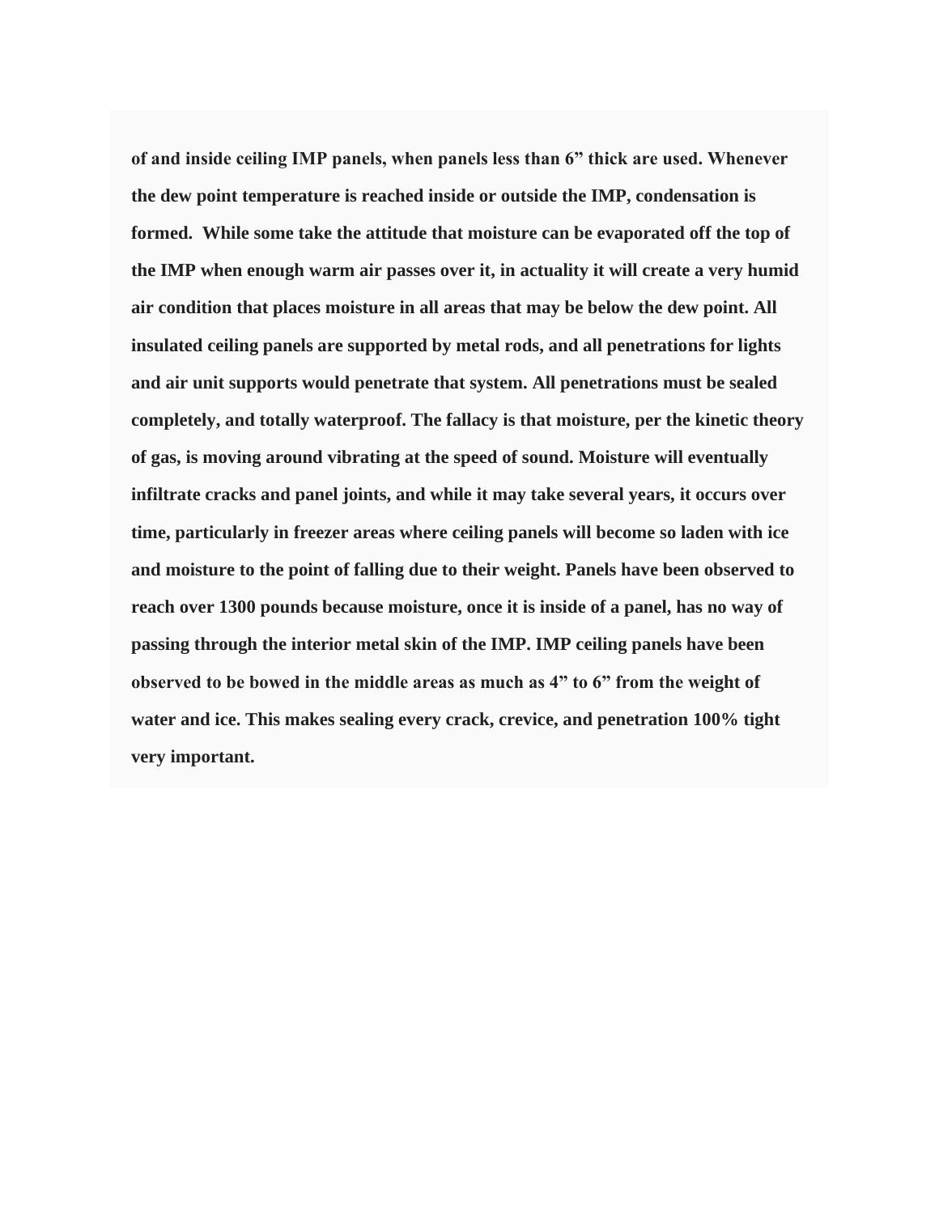**of and inside ceiling IMP panels, when panels less than 6” thick are used. Whenever the dew point temperature is reached inside or outside the IMP, condensation is formed. While some take the attitude that moisture can be evaporated off the top of the IMP when enough warm air passes over it, in actuality it will create a very humid air condition that places moisture in all areas that may be below the dew point. All insulated ceiling panels are supported by metal rods, and all penetrations for lights and air unit supports would penetrate that system. All penetrations must be sealed completely, and totally waterproof. The fallacy is that moisture, per the kinetic theory of gas, is moving around vibrating at the speed of sound. Moisture will eventually infiltrate cracks and panel joints, and while it may take several years, it occurs over time, particularly in freezer areas where ceiling panels will become so laden with ice and moisture to the point of falling due to their weight. Panels have been observed to reach over 1300 pounds because moisture, once it is inside of a panel, has no way of passing through the interior metal skin of the IMP. IMP ceiling panels have been observed to be bowed in the middle areas as much as 4” to 6” from the weight of water and ice. This makes sealing every crack, crevice, and penetration 100% tight very important.**